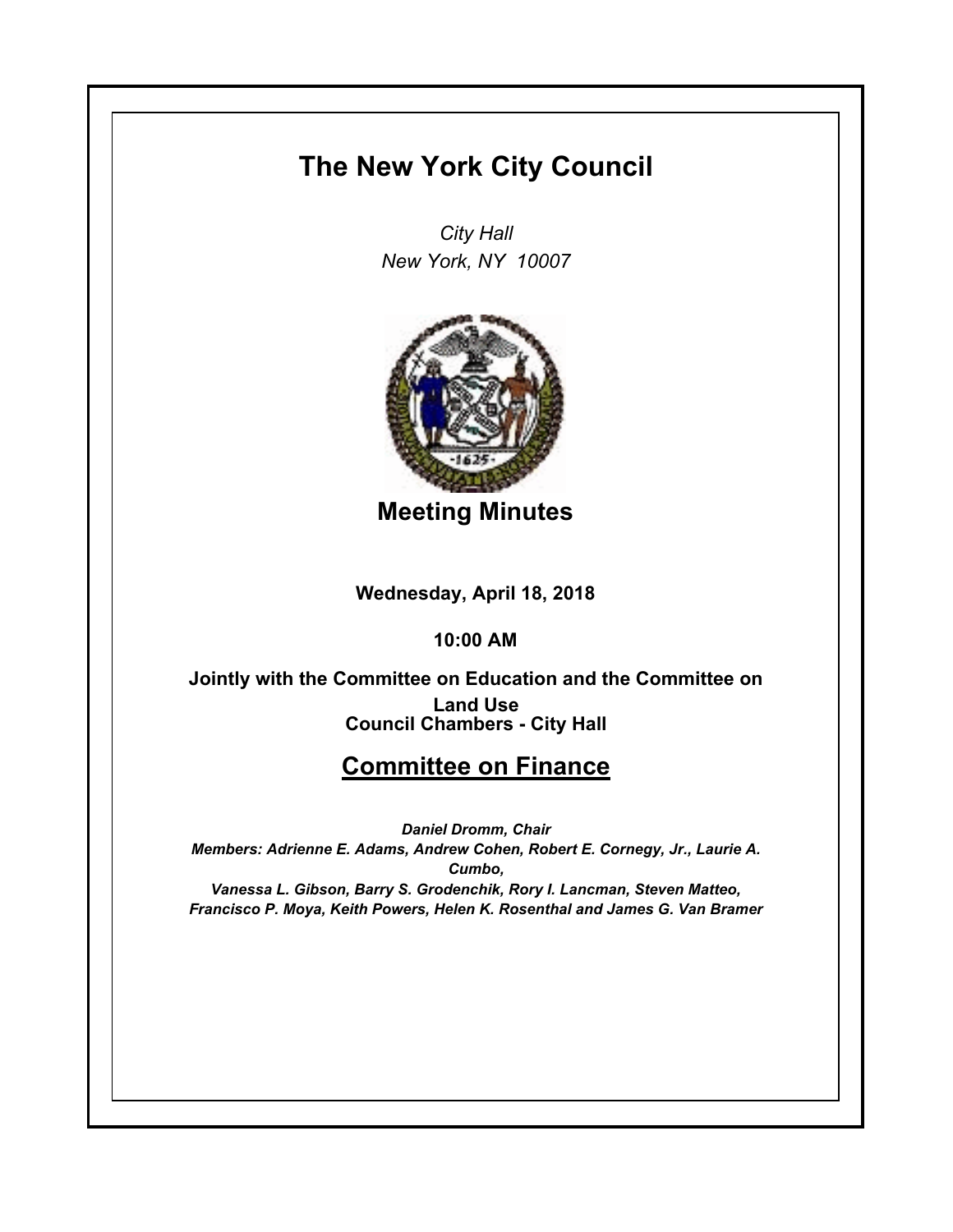# The New York City Council

*City Hall*
*New York, NY 10007*

## Meeting Minutes

**Wednesday, April 18, 2018**

**10:00 AM**

**Jointly with the Committee on Education and the Committee on Land Use**
**Council Chambers - City Hall**

## Committee on Finance

***Daniel Dromm, Chair***
***Members: Adrienne E. Adams, Andrew Cohen, Robert E. Cornegy, Jr., Laurie A. Cumbo, Vanessa L. Gibson, Barry S. Grodenchik, Rory I. Lancman, Steven Matteo, Francisco P. Moya, Keith Powers, Helen K. Rosenthal and James G. Van Bramer***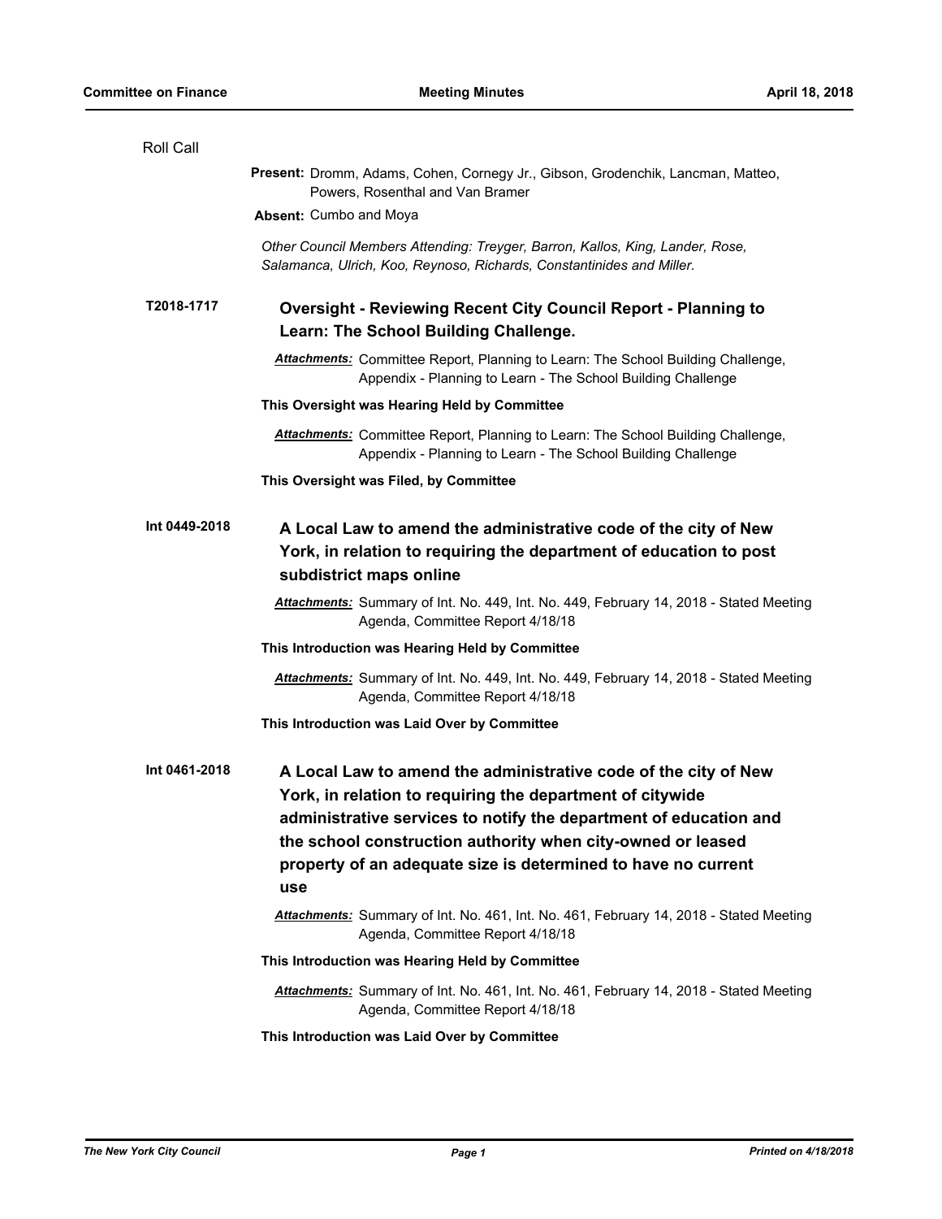Roll Call

**Present:** Dromm, Adams, Cohen, Cornegy Jr., Gibson, Grodenchik, Lancman, Matteo, Powers, Rosenthal and Van Bramer

**Absent:** Cumbo and Moya

*Other Council Members Attending: Treyger, Barron, Kallos, King, Lander, Rose, Salamanca, Ulrich, Koo, Reynoso, Richards, Constantinides and Miller.*

**T2018-1717** **Oversight - Reviewing Recent City Council Report - Planning to Learn: The School Building Challenge.**

***Attachments:*** Committee Report, Planning to Learn: The School Building Challenge, Appendix - Planning to Learn - The School Building Challenge

**This Oversight was Hearing Held by Committee**

***Attachments:*** Committee Report, Planning to Learn: The School Building Challenge, Appendix - Planning to Learn - The School Building Challenge

**This Oversight was Filed, by Committee**

**Int 0449-2018** **A Local Law to amend the administrative code of the city of New York, in relation to requiring the department of education to post subdistrict maps online**

***Attachments:*** Summary of Int. No. 449, Int. No. 449, February 14, 2018 - Stated Meeting Agenda, Committee Report 4/18/18

**This Introduction was Hearing Held by Committee**

***Attachments:*** Summary of Int. No. 449, Int. No. 449, February 14, 2018 - Stated Meeting Agenda, Committee Report 4/18/18

**This Introduction was Laid Over by Committee**

**Int 0461-2018** **A Local Law to amend the administrative code of the city of New York, in relation to requiring the department of citywide administrative services to notify the department of education and the school construction authority when city-owned or leased property of an adequate size is determined to have no current use**

***Attachments:*** Summary of Int. No. 461, Int. No. 461, February 14, 2018 - Stated Meeting Agenda, Committee Report 4/18/18

**This Introduction was Hearing Held by Committee**

***Attachments:*** Summary of Int. No. 461, Int. No. 461, February 14, 2018 - Stated Meeting Agenda, Committee Report 4/18/18

**This Introduction was Laid Over by Committee**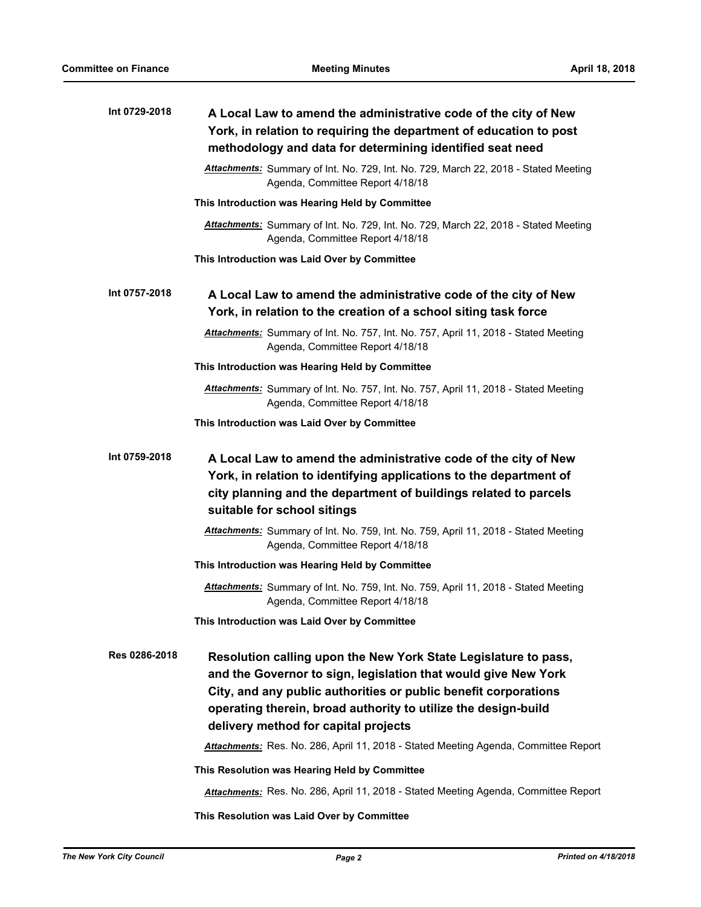**Int 0729-2018** **A Local Law to amend the administrative code of the city of New York, in relation to requiring the department of education to post methodology and data for determining identified seat need**

***Attachments:*** Summary of Int. No. 729, Int. No. 729, March 22, 2018 - Stated Meeting Agenda, Committee Report 4/18/18

**This Introduction was Hearing Held by Committee**

***Attachments:*** Summary of Int. No. 729, Int. No. 729, March 22, 2018 - Stated Meeting Agenda, Committee Report 4/18/18

**This Introduction was Laid Over by Committee**

**Int 0757-2018** **A Local Law to amend the administrative code of the city of New York, in relation to the creation of a school siting task force**

***Attachments:*** Summary of Int. No. 757, Int. No. 757, April 11, 2018 - Stated Meeting Agenda, Committee Report 4/18/18

**This Introduction was Hearing Held by Committee**

***Attachments:*** Summary of Int. No. 757, Int. No. 757, April 11, 2018 - Stated Meeting Agenda, Committee Report 4/18/18

**This Introduction was Laid Over by Committee**

**Int 0759-2018** **A Local Law to amend the administrative code of the city of New York, in relation to identifying applications to the department of city planning and the department of buildings related to parcels suitable for school sitings**

***Attachments:*** Summary of Int. No. 759, Int. No. 759, April 11, 2018 - Stated Meeting Agenda, Committee Report 4/18/18

**This Introduction was Hearing Held by Committee**

***Attachments:*** Summary of Int. No. 759, Int. No. 759, April 11, 2018 - Stated Meeting Agenda, Committee Report 4/18/18

**This Introduction was Laid Over by Committee**

**Res 0286-2018** **Resolution calling upon the New York State Legislature to pass, and the Governor to sign, legislation that would give New York City, and any public authorities or public benefit corporations operating therein, broad authority to utilize the design-build delivery method for capital projects**

***Attachments:*** Res. No. 286, April 11, 2018 - Stated Meeting Agenda, Committee Report

**This Resolution was Hearing Held by Committee**

***Attachments:*** Res. No. 286, April 11, 2018 - Stated Meeting Agenda, Committee Report

**This Resolution was Laid Over by Committee**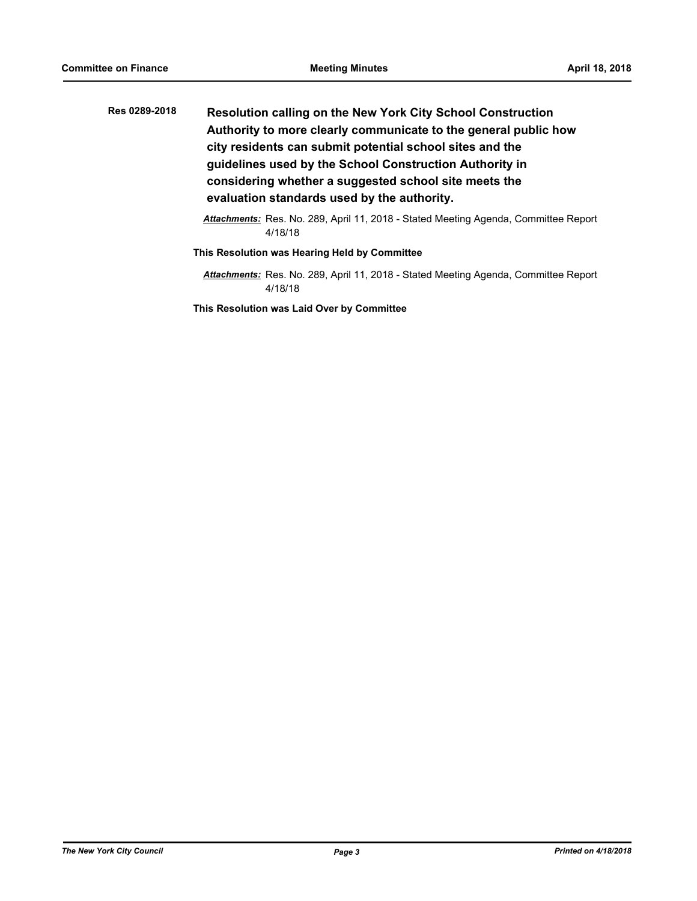**Res 0289-2018** **Resolution calling on the New York City School Construction Authority to more clearly communicate to the general public how city residents can submit potential school sites and the guidelines used by the School Construction Authority in considering whether a suggested school site meets the evaluation standards used by the authority.**

***Attachments:*** Res. No. 289, April 11, 2018 - Stated Meeting Agenda, Committee Report 4/18/18

**This Resolution was Hearing Held by Committee**

***Attachments:*** Res. No. 289, April 11, 2018 - Stated Meeting Agenda, Committee Report 4/18/18

**This Resolution was Laid Over by Committee**